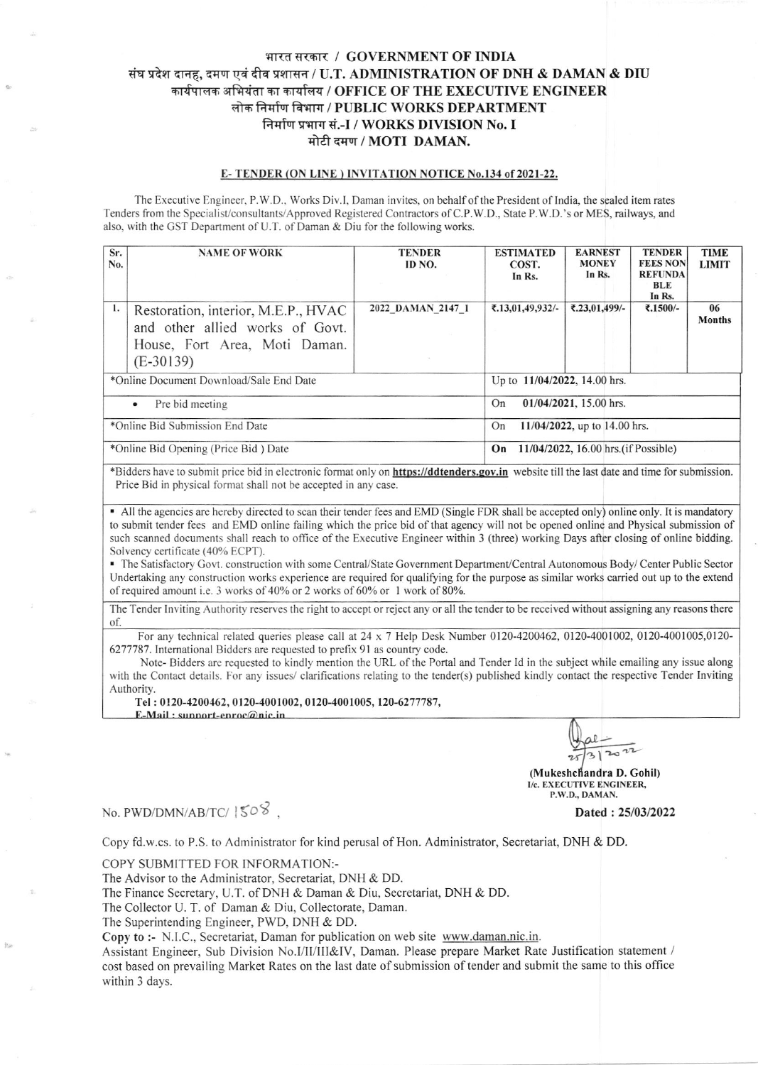# भारत सरकार / GOVERNMENT OF INDIA

## संघ प्रदेश दानह, दमण एवं दीव प्रशासन / U.T. ADMINISTRATION OF DNH & DAMAN & DIU

## कार्यपालक अभियंता का कार्यालय / OFFICE OF THE EXECUTIVE ENGINEER

## लोक निर्माण विभाग / PUBLIC WORKS DEPARTMENT

## निर्माण प्रभाग सं.-I / WORKS DIVISION No. I

## मोटी दमण / MOTI DAMAN.

**E- TENDER (ON LINE ) INVITATION NOTICE No.134 of 2021-22.**

The Executive Engineer, P.W.D., Works Div.I, Daman invites, on behalf of the President of India, the sealed item rates Tenders from the Specialist/consultants/Approved Registered Contractors of C.P.W.D., State P.W.D.'s or MES, railways, and also, with the GST Department of U.T. of Daman & Diu for the following works.

| Sr. No. | NAME OF WORK | TENDER ID NO. | ESTIMATED COST. In Rs. | EARNEST MONEY In Rs. | TENDER FEES NON REFUNDABLE In Rs. | TIME LIMIT |
|---|---|---|---|---|---|---|
| 1. | Restoration, interior, M.E.P., HVAC and other allied works of Govt. House, Fort Area, Moti Daman. (E-30139) | 2022_DAMAN_2147_1 | ₹.13,01,49,932/- | ₹.23,01,499/- | ₹.1500/- | 06 Months |
| *Online Document Download/Sale End Date | | | Up to **11/04/2022**, 14.00 hrs. | | | |
| • Pre bid meeting | | | On **01/04/2021**, 15.00 hrs. | | | |
| *Online Bid Submission End Date | | | On **11/04/2022**, up to 14.00 hrs. | | | |
| *Online Bid Opening (Price Bid ) Date | | | **On 11/04/2022**, 16.00 hrs.(if Possible) | | | |

*Bidders have to submit price bid in electronic format only on **https://ddtenders.gov.in** website till the last date and time for submission. Price Bid in physical format shall not be accepted in any case.

- All the agencies are hereby directed to scan their tender fees and EMD (Single FDR shall be accepted only) online only. It is mandatory to submit tender fees and EMD online failing which the price bid of that agency will not be opened online and Physical submission of such scanned documents shall reach to office of the Executive Engineer within 3 (three) working Days after closing of online bidding. Solvency certificate (40% ECPT).
- The Satisfactory Govt. construction with some Central/State Government Department/Central Autonomous Body/ Center Public Sector Undertaking any construction works experience are required for qualifying for the purpose as similar works carried out up to the extend of required amount i.e. 3 works of 40% or 2 works of 60% or 1 work of 80%.

The Tender Inviting Authority reserves the right to accept or reject any or all the tender to be received without assigning any reasons there of.

For any technical related queries please call at 24 x 7 Help Desk Number 0120-4200462, 0120-4001002, 0120-4001005,0120-6277787. International Bidders are requested to prefix 91 as country code.

Note- Bidders are requested to kindly mention the URL of the Portal and Tender Id in the subject while emailing any issue along with the Contact details. For any issues/ clarifications relating to the tender(s) published kindly contact the respective Tender Inviting Authority.

**Tel : 0120-4200462, 0120-4001002, 0120-4001005, 120-6277787,**
**E-Mail : support-eproc@nic.in**

25/3/2022

**(Mukeshchandra D. Gohil)**
**I/c. EXECUTIVE ENGINEER,**
**P.W.D., DAMAN.**

No. PWD/DMN/AB/TC/ 1508 , **Dated : 25/03/2022**

Copy fd.w.cs. to P.S. to Administrator for kind perusal of Hon. Administrator, Secretariat, DNH & DD.

COPY SUBMITTED FOR INFORMATION:-

The Advisor to the Administrator, Secretariat, DNH & DD.
The Finance Secretary, U.T. of DNH & Daman & Diu, Secretariat, DNH & DD.
The Collector U. T. of Daman & Diu, Collectorate, Daman.
The Superintending Engineer, PWD, DNH & DD.

**Copy to :-** N.I.C., Secretariat, Daman for publication on web site www.daman.nic.in.

Assistant Engineer, Sub Division No.I/II/III&IV, Daman. Please prepare Market Rate Justification statement / cost based on prevailing Market Rates on the last date of submission of tender and submit the same to this office within 3 days.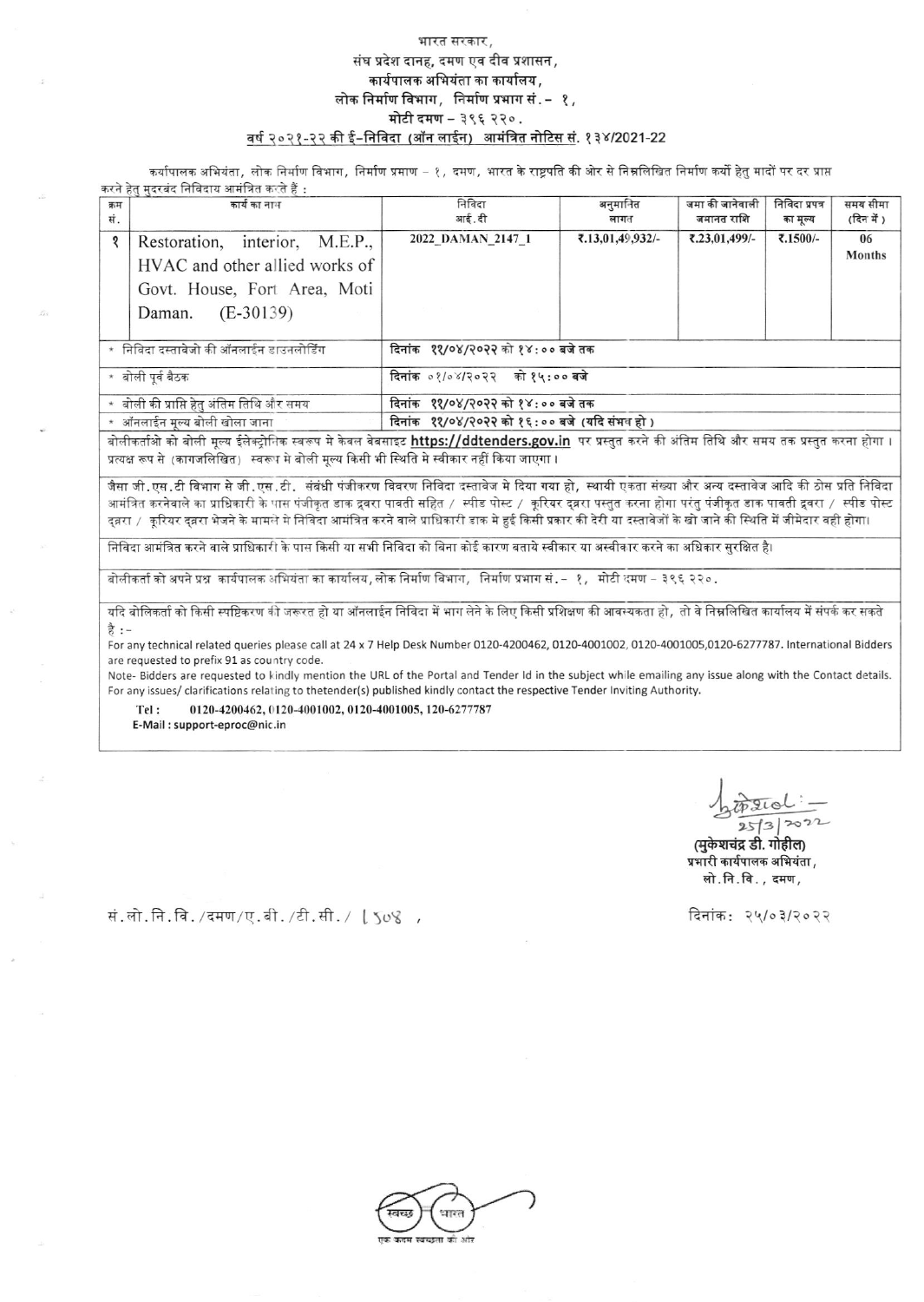# भारत सरकार,
## संघ प्रदेश दानह, दमण एव दीव प्रशासन,
## कार्यपालक अभियंता का कार्यालय,
## लोक निर्माण विभाग, निर्माण प्रभाग सं. - १,
## मोटी दमण - ३९६ २२०.
## वर्ष २०२१-२२ की ई-निविदा (ऑन लाईन) आमंत्रित नोटिस सं. १३४/2021-22

कार्यपालक अभियंता, लोक निर्माण विभाग, निर्माण प्रमाण - १, दमण, भारत के राष्ट्रपति की ओर से निम्नलिखित निर्माण कार्यो हेतु मादों पर दर प्राप्त करने हेतु मुदरबंद निविदाय आमंत्रित करते हैं :

| क्रम सं. | कार्य का नाम | निविदा आई.डी | अनुमानित लागत | जमा की जानेवाली जमानत राशि | निविदा प्रपत्र का मूल्य | समय सीमा (दिन में) |
|---|---|---|---|---|---|---|
| १ | Restoration, interior, M.E.P., HVAC and other allied works of Govt. House, Fort Area, Moti Daman. (E-30139) | 2022_DAMAN_2147_1 | ₹.13,01,49,932/- | ₹.23,01,499/- | ₹.1500/- | 06 Months |
| * निविदा दस्तावेजो की ऑनलाईन डाउनलोडिंग | | दिनांक ११/०४/२०२२ को १४:०० बजे तक | | | | |
| * बोली पूर्व बैठक | | दिनांक ०१/०४/२०२२ को १५:०० बजे | | | | |
| * बोली की प्राप्ति हेतु अंतिम तिथि और समय | | दिनांक ११/०४/२०२२ को १४:०० बजे तक | | | | |
| * ऑनलाईन मूल्य बोली खोला जाना | | दिनांक ११/०४/२०२२ को १६:०० बजे (यदि संभव हो) | | | | |

बोलीकर्ताओ को बोली मूल्य ईलेक्ट्रोनिक स्वरूप मे केवल वेबसाइट **https://ddtenders.gov.in** पर प्रस्तुत करने की अंतिम तिथि और समय तक प्रस्तुत करना होगा। प्रत्यक्ष रूप से (कागजलिखित) स्वरूप मे बोली मूल्य किसी भी स्थिति मे स्वीकार नहीं किया जाएगा।

जैसा जी.एस.टी विभाग से जी.एस.टी. संबंधी पंजीकरण विवरण निविदा दस्तावेज मे दिया गया हो, स्थायी एकता संख्या और अन्य दस्तावेज आदि की ठोस प्रति निविदा आमंत्रित करनेवाले का प्राधिकारी के पास पंजीकृत डाक द्वारा पावती सहित / स्पीड पोस्ट / कूरियर द्वारा प्रस्तुत करना होगा परंतु पंजीकृत डाक पावती द्वारा / स्पीड पोस्ट द्वारा / कूरियर द्वारा भेजने के मामले मे निविदा आमंत्रित करने वाले प्राधिकारी डाक मे हुई किसी प्रकार की देरी या दस्तावेजों के खो जाने की स्थिति में जीमेदार वही होगा।

निविदा आमंत्रित करने वाले प्राधिकारी के पास किसी या सभी निविदा को बिना कोई कारण बताये स्वीकार या अस्वीकार करने का अधिकार सुरक्षित है।

बोलीकर्ता को अपने प्रश्न कार्यपालक अभियंता का कार्यालय, लोक निर्माण विभाग, निर्माण प्रभाग सं. - १, मोटी दमण - ३९६ २२०.

यदि बोलिकर्ता को किसी स्पष्टिकरण की जरूरत हो या ऑनलाईन निविदा में भाग लेने के लिए किसी प्रशिक्षण की आवश्यकता हो, तो वे निम्नलिखित कार्यालय में संपर्क कर सकते है :-

For any technical related queries please call at 24 x 7 Help Desk Number 0120-4200462, 0120-4001002, 0120-4001005, 0120-6277787. International Bidders are requested to prefix 91 as country code.

Note- Bidders are requested to kindly mention the URL of the Portal and Tender Id in the subject while emailing any issue along with the Contact details. For any issues/ clarifications relating to thetender(s) published kindly contact the respective Tender Inviting Authority.

Tel : 0120-4200462, 0120-4001002, 0120-4001005, 120-6277787

E-Mail : support-eproc@nic.in

25/3/2022

**(मुकेशचंद्र डी. गोहील)**
प्रभारी कार्यपालक अभियंता,
लो.नि.वि., दमण,

सं.लो.नि.वि./दमण/ए.बी./टी.सी./ 1508 ,

दिनांक: २५/०३/२०२२

स्वच्छ भारत
एक कदम स्वच्छता की ओर